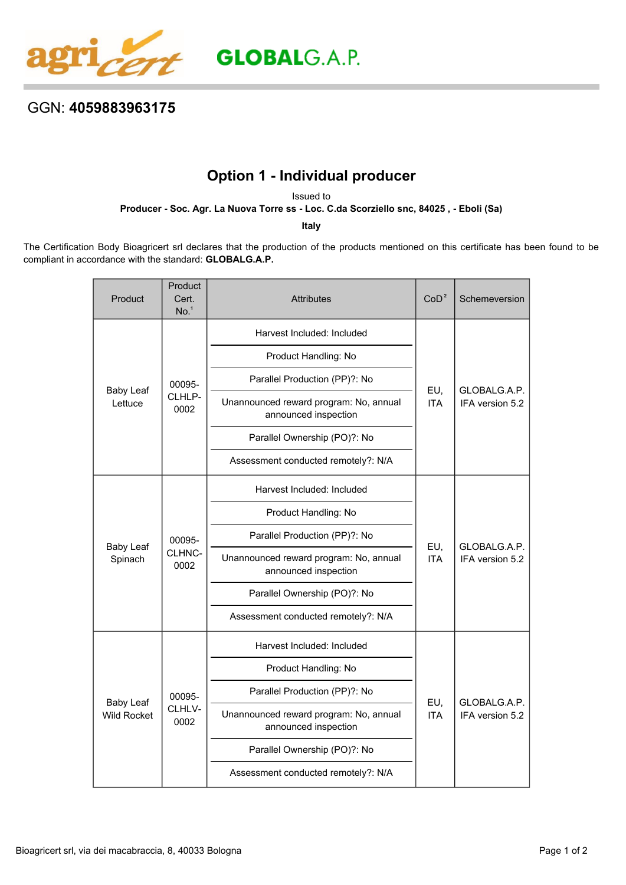agricert GLOBALG.A.P.

GGN: **4059883963175**

# Option 1 - Individual producer

Issued to

**Producer - Soc. Agr. La Nuova Torre ss - Loc. C.da Scorziello snc, 84025 , - Eboli (Sa)**

**Italy**

The Certification Body Bioagricert srl declares that the production of the products mentioned on this certificate has been found to be compliant in accordance with the standard: **GLOBALG.A.P.**

| Product | Product Cert. No.[1] | Attributes | CoD[2] | Schemeversion |
|---|---|---|---|---|
| Baby Leaf Lettuce | 00095-CLHLP-0002 | Harvest Included: Included<br>Product Handling: No<br>Parallel Production (PP)?: No<br>Unannounced reward program: No, annual announced inspection<br>Parallel Ownership (PO)?: No<br>Assessment conducted remotely?: N/A | EU, ITA | GLOBALG.A.P. IFA version 5.2 |
| Baby Leaf Spinach | 00095-CLHNC-0002 | Harvest Included: Included<br>Product Handling: No<br>Parallel Production (PP)?: No<br>Unannounced reward program: No, annual announced inspection<br>Parallel Ownership (PO)?: No<br>Assessment conducted remotely?: N/A | EU, ITA | GLOBALG.A.P. IFA version 5.2 |
| Baby Leaf Wild Rocket | 00095-CLHLV-0002 | Harvest Included: Included<br>Product Handling: No<br>Parallel Production (PP)?: No<br>Unannounced reward program: No, annual announced inspection<br>Parallel Ownership (PO)?: No<br>Assessment conducted remotely?: N/A | EU, ITA | GLOBALG.A.P. IFA version 5.2 |

Bioagricert srl, via dei macabraccia, 8, 40033 Bologna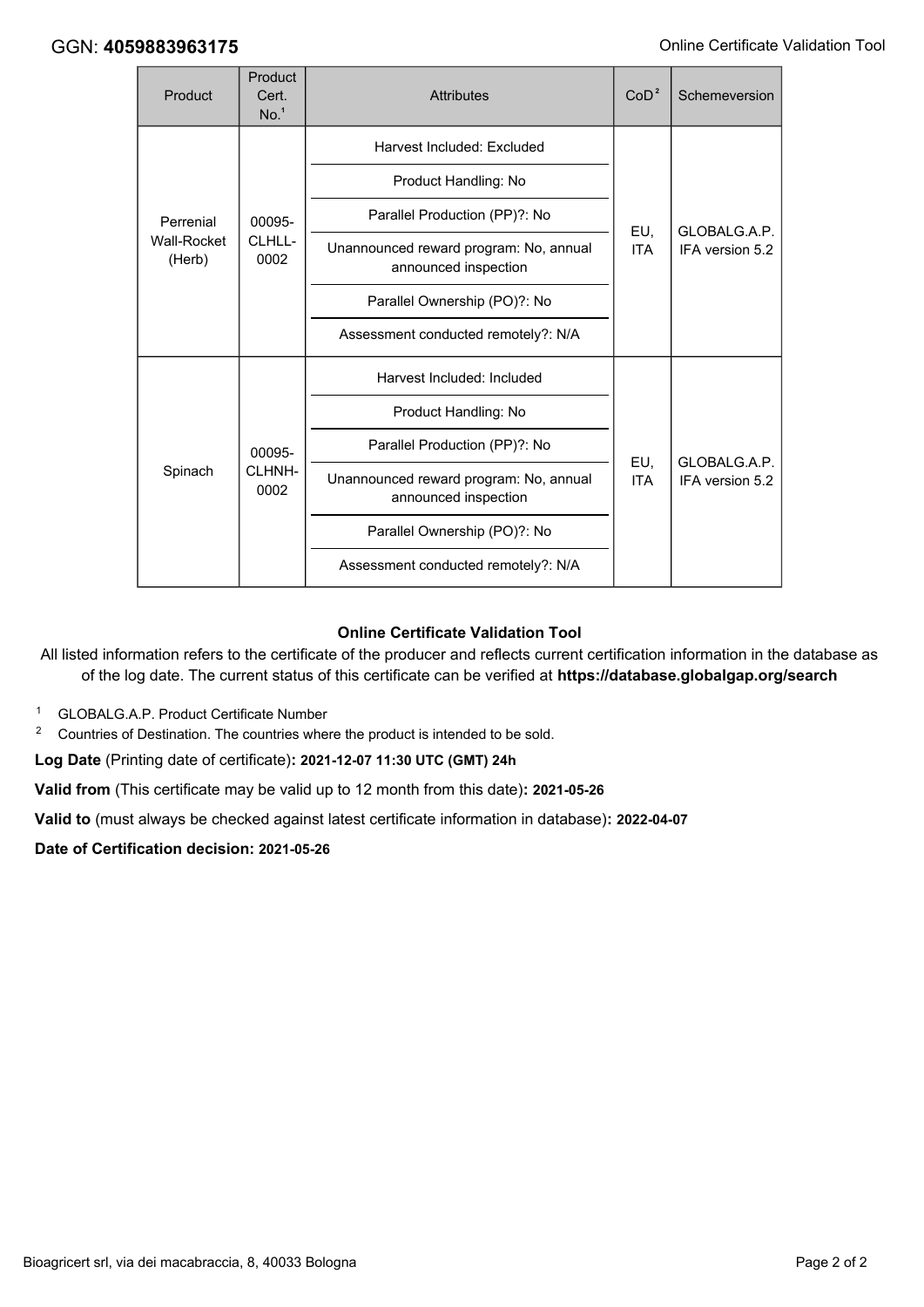GGN: **4059883963175**

| Product | Product Cert. No.[1] | Attributes | CoD[2] | Schemeversion |
|---|---|---|---|---|
| Perrenial Wall-Rocket (Herb) | 00095-CLHLL-0002 | Harvest Included: Excluded<br>Product Handling: No<br>Parallel Production (PP)?: No<br>Unannounced reward program: No, annual announced inspection<br>Parallel Ownership (PO)?: No<br>Assessment conducted remotely?: N/A | EU, ITA | GLOBALG.A.P. IFA version 5.2 |
| Spinach | 00095-CLHNH-0002 | Harvest Included: Included<br>Product Handling: No<br>Parallel Production (PP)?: No<br>Unannounced reward program: No, annual announced inspection<br>Parallel Ownership (PO)?: No<br>Assessment conducted remotely?: N/A | EU, ITA | GLOBALG.A.P. IFA version 5.2 |

**Online Certificate Validation Tool**

All listed information refers to the certificate of the producer and reflects current certification information in the database as of the log date. The current status of this certificate can be verified at **https://database.globalgap.org/search**

[1] GLOBALG.A.P. Product Certificate Number

[2] Countries of Destination. The countries where the product is intended to be sold.

**Log Date** (Printing date of certificate)**: 2021-12-07 11:30 UTC (GMT) 24h**

**Valid from** (This certificate may be valid up to 12 month from this date)**: 2021-05-26**

**Valid to** (must always be checked against latest certificate information in database)**: 2022-04-07**

**Date of Certification decision: 2021-05-26**

Bioagricert srl, via dei macabraccia, 8, 40033 Bologna